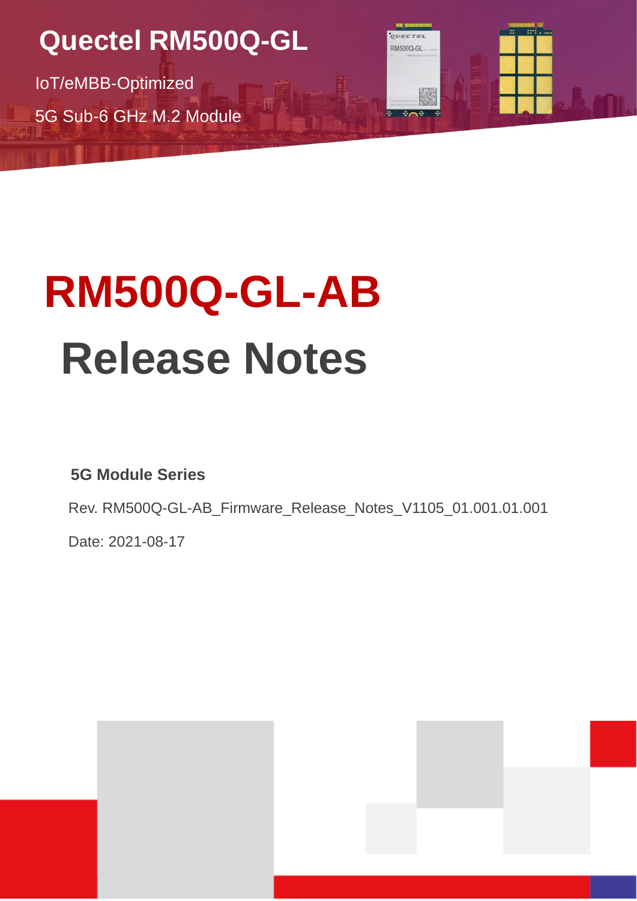Quectel RM500Q-GL

IoT/eMBB-Optimized

5G Sub-6 GHz M.2 Module

# RM500Q-GL-AB

# Release Notes

**5G Module Series**

Rev. RM500Q-GL-AB_Firmware_Release_Notes_V1105_01.001.01.001

Date: 2021-08-17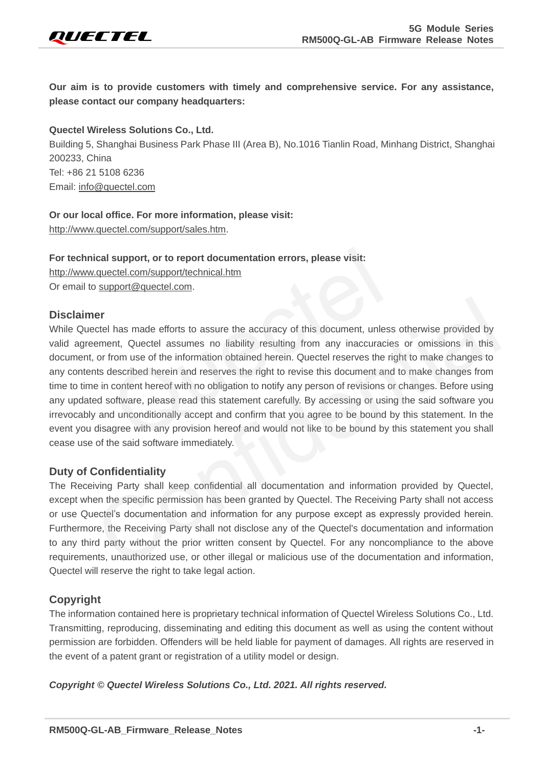**Our aim is to provide customers with timely and comprehensive service. For any assistance, please contact our company headquarters:**

**Quectel Wireless Solutions Co., Ltd.**
Building 5, Shanghai Business Park Phase III (Area B), No.1016 Tianlin Road, Minhang District, Shanghai 200233, China
Tel: +86 21 5108 6236
Email: info@quectel.com

**Or our local office. For more information, please visit:**
http://www.quectel.com/support/sales.htm.

**For technical support, or to report documentation errors, please visit:**
http://www.quectel.com/support/technical.htm
Or email to support@quectel.com.

## Disclaimer

While Quectel has made efforts to assure the accuracy of this document, unless otherwise provided by valid agreement, Quectel assumes no liability resulting from any inaccuracies or omissions in this document, or from use of the information obtained herein. Quectel reserves the right to make changes to any contents described herein and reserves the right to revise this document and to make changes from time to time in content hereof with no obligation to notify any person of revisions or changes. Before using any updated software, please read this statement carefully. By accessing or using the said software you irrevocably and unconditionally accept and confirm that you agree to be bound by this statement. In the event you disagree with any provision hereof and would not like to be bound by this statement you shall cease use of the said software immediately.

## Duty of Confidentiality

The Receiving Party shall keep confidential all documentation and information provided by Quectel, except when the specific permission has been granted by Quectel. The Receiving Party shall not access or use Quectel's documentation and information for any purpose except as expressly provided herein. Furthermore, the Receiving Party shall not disclose any of the Quectel's documentation and information to any third party without the prior written consent by Quectel. For any noncompliance to the above requirements, unauthorized use, or other illegal or malicious use of the documentation and information, Quectel will reserve the right to take legal action.

## Copyright

The information contained here is proprietary technical information of Quectel Wireless Solutions Co., Ltd. Transmitting, reproducing, disseminating and editing this document as well as using the content without permission are forbidden. Offenders will be held liable for payment of damages. All rights are reserved in the event of a patent grant or registration of a utility model or design.

***Copyright © Quectel Wireless Solutions Co., Ltd. 2021. All rights reserved.***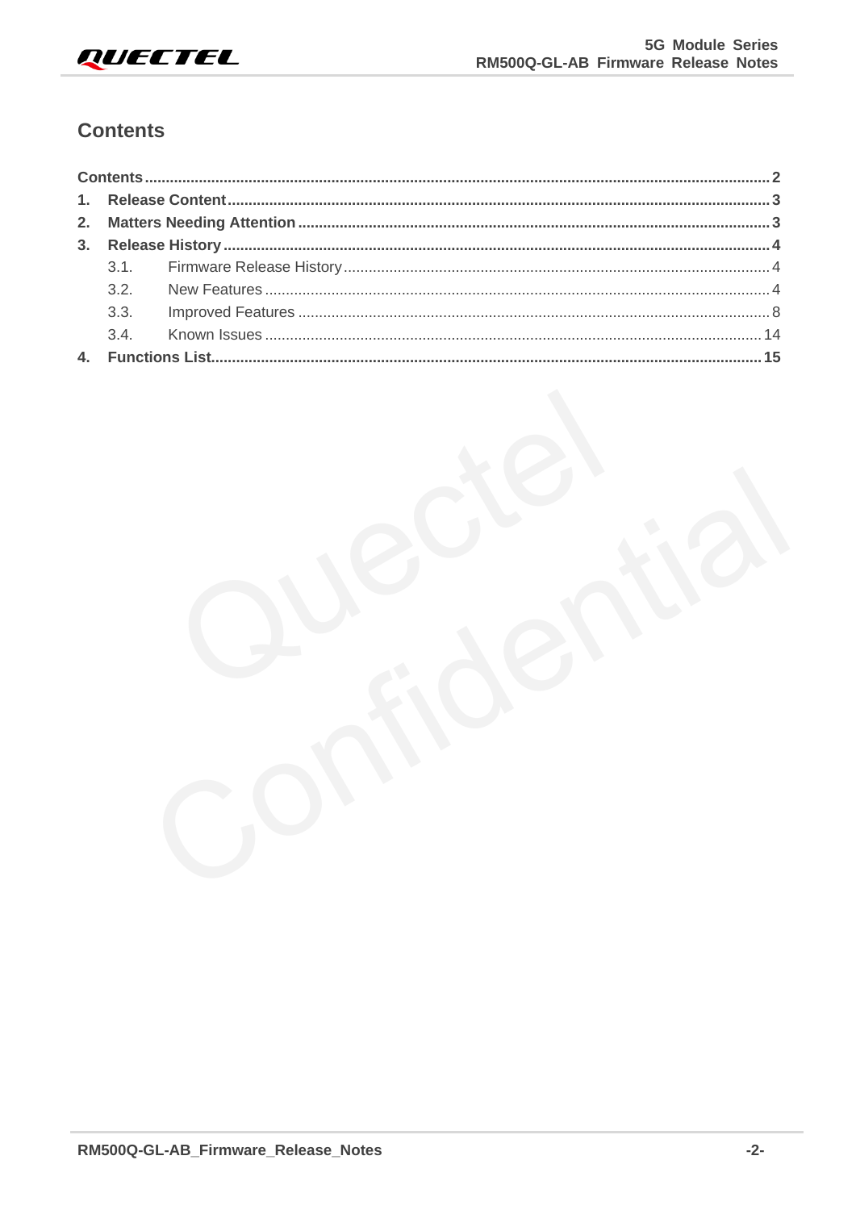# Contents

Contents ........................................................................................................ 2
1. Release Content ........................................................................................ 3
2. Matters Needing Attention ........................................................................ 3
3. Release History ......................................................................................... 4
   3.1. Firmware Release History ................................................................. 4
   3.2. New Features .................................................................................... 4
   3.3. Improved Features ............................................................................ 8
   3.4. Known Issues .................................................................................. 14
4. Functions List ........................................................................................... 15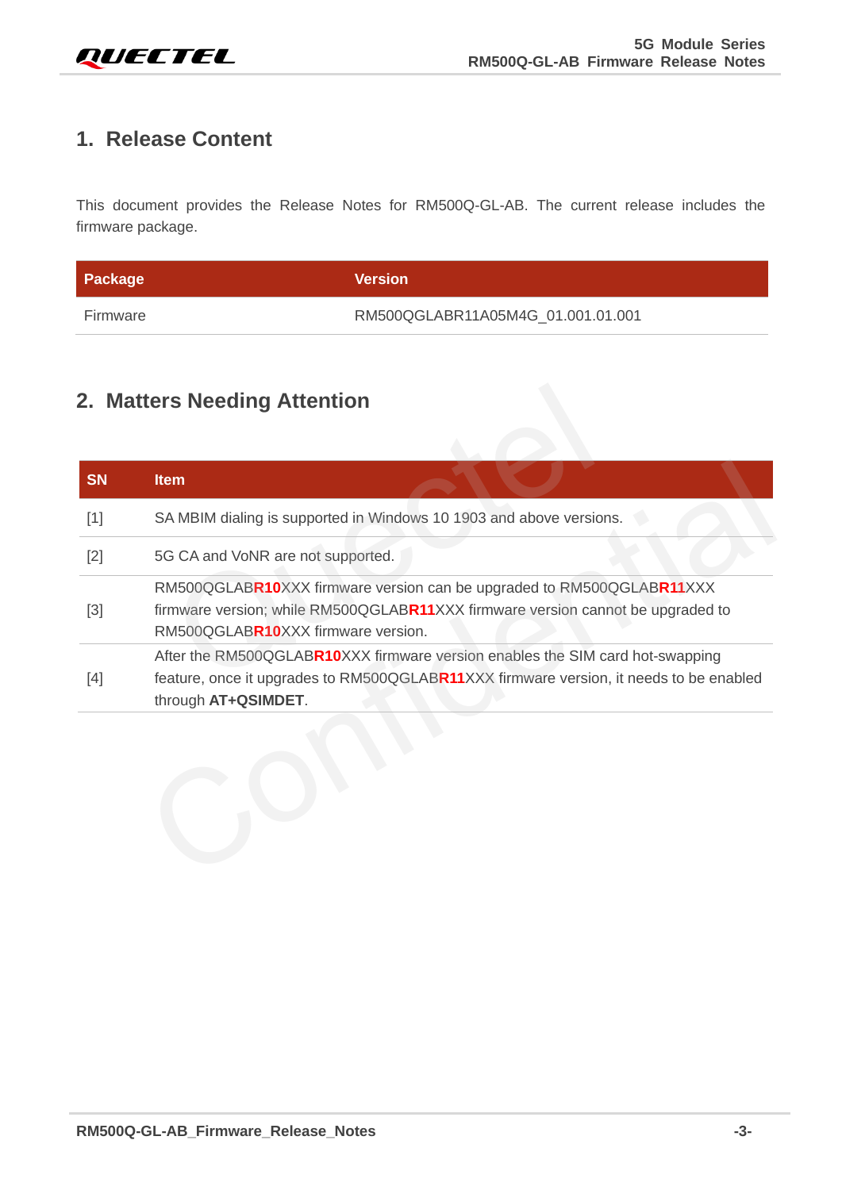# 1. Release Content

This document provides the Release Notes for RM500Q-GL-AB. The current release includes the firmware package.

| Package | Version |
|---|---|
| Firmware | RM500QGLABR11A05M4G_01.001.01.001 |

# 2. Matters Needing Attention

| SN | Item |
|---|---|
| [1] | SA MBIM dialing is supported in Windows 10 1903 and above versions. |
| [2] | 5G CA and VoNR are not supported. |
| [3] | RM500QGLAB**R10**XXX firmware version can be upgraded to RM500QGLAB**R11**XXX firmware version; while RM500QGLAB**R11**XXX firmware version cannot be upgraded to RM500QGLAB**R10**XXX firmware version. |
| [4] | After the RM500QGLAB**R10**XXX firmware version enables the SIM card hot-swapping feature, once it upgrades to RM500QGLAB**R11**XXX firmware version, it needs to be enabled through **AT+QSIMDET**. |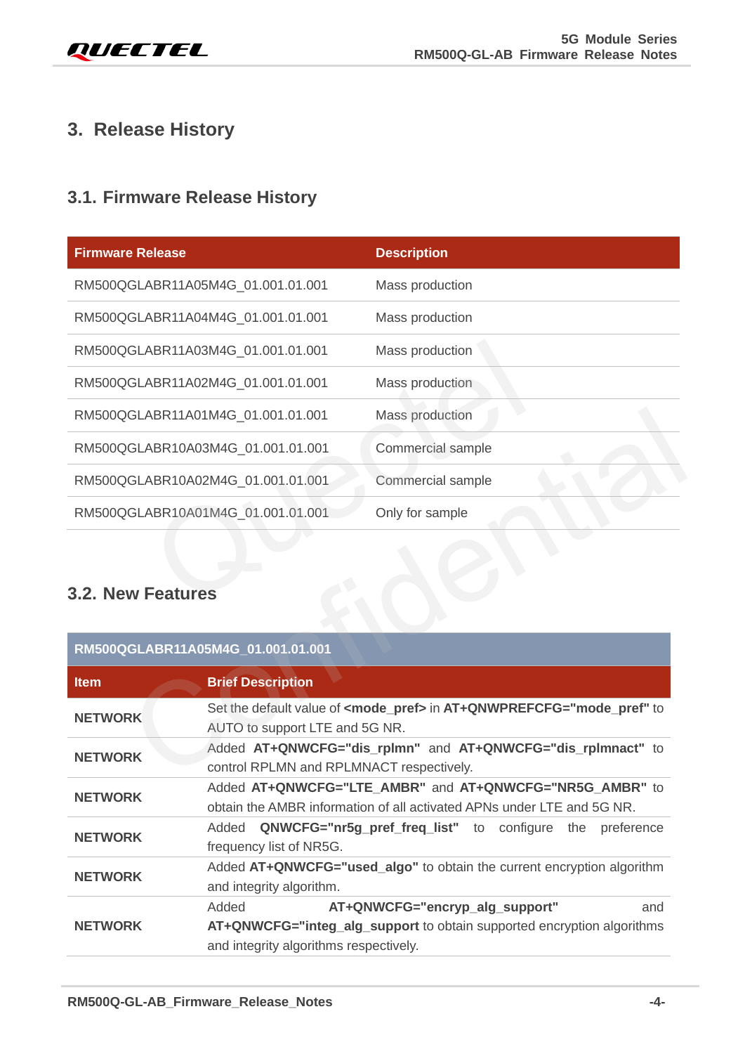# 3. Release History

## 3.1. Firmware Release History

| Firmware Release | Description |
| --- | --- |
| RM500QGLABR11A05M4G_01.001.01.001 | Mass production |
| RM500QGLABR11A04M4G_01.001.01.001 | Mass production |
| RM500QGLABR11A03M4G_01.001.01.001 | Mass production |
| RM500QGLABR11A02M4G_01.001.01.001 | Mass production |
| RM500QGLABR11A01M4G_01.001.01.001 | Mass production |
| RM500QGLABR10A03M4G_01.001.01.001 | Commercial sample |
| RM500QGLABR10A02M4G_01.001.01.001 | Commercial sample |
| RM500QGLABR10A01M4G_01.001.01.001 | Only for sample |

## 3.2. New Features

| RM500QGLABR11A05M4G_01.001.01.001 | |
| --- | --- |
| **Item** | **Brief Description** |
| **NETWORK** | Set the default value of **<mode_pref>** in **AT+QNWPREFCFG="mode_pref"** to AUTO to support LTE and 5G NR. |
| **NETWORK** | Added **AT+QNWCFG="dis_rplmn"** and **AT+QNWCFG="dis_rplmnact"** to control RPLMN and RPLMNACT respectively. |
| **NETWORK** | Added **AT+QNWCFG="LTE_AMBR"** and **AT+QNWCFG="NR5G_AMBR"** to obtain the AMBR information of all activated APNs under LTE and 5G NR. |
| **NETWORK** | Added **QNWCFG="nr5g_pref_freq_list"** to configure the preference frequency list of NR5G. |
| **NETWORK** | Added **AT+QNWCFG="used_algo"** to obtain the current encryption algorithm and integrity algorithm. |
| **NETWORK** | Added **AT+QNWCFG="encryp_alg_support"** and **AT+QNWCFG="integ_alg_support** to obtain supported encryption algorithms and integrity algorithms respectively. |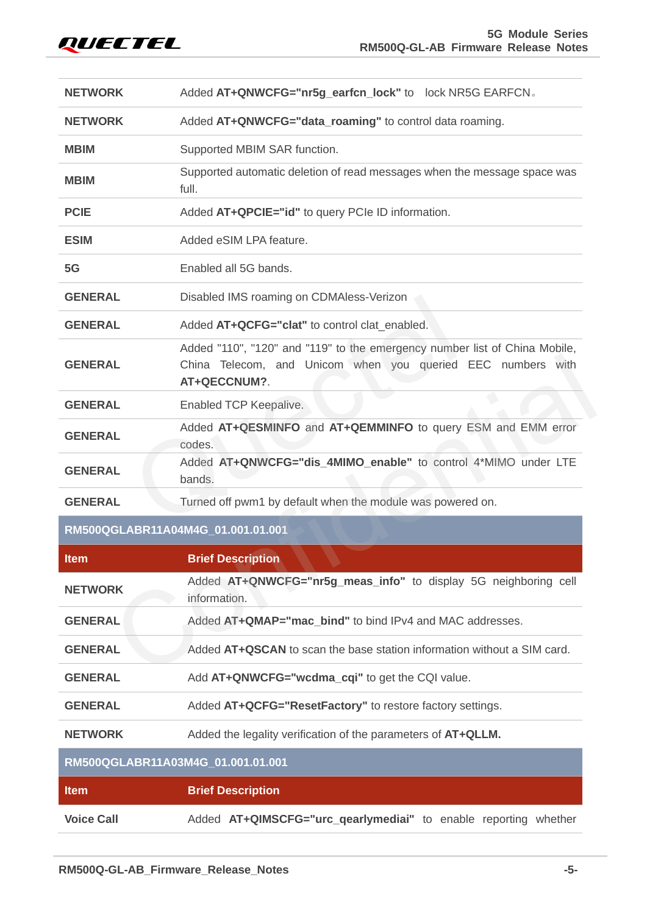| | |
|---|---|
| **NETWORK** | Added **AT+QNWCFG="nr5g_earfcn_lock"** to lock NR5G EARFCN。 |
| **NETWORK** | Added **AT+QNWCFG="data_roaming"** to control data roaming. |
| **MBIM** | Supported MBIM SAR function. |
| **MBIM** | Supported automatic deletion of read messages when the message space was full. |
| **PCIE** | Added **AT+QPCIE="id"** to query PCIe ID information. |
| **ESIM** | Added eSIM LPA feature. |
| **5G** | Enabled all 5G bands. |
| **GENERAL** | Disabled IMS roaming on CDMAless-Verizon |
| **GENERAL** | Added **AT+QCFG="clat"** to control clat_enabled. |
| **GENERAL** | Added "110", "120" and "119" to the emergency number list of China Mobile, China Telecom, and Unicom when you queried EEC numbers with **AT+QECCNUM?**. |
| **GENERAL** | Enabled TCP Keepalive. |
| **GENERAL** | Added **AT+QESMINFO** and **AT+QEMMINFO** to query ESM and EMM error codes. |
| **GENERAL** | Added **AT+QNWCFG="dis_4MIMO_enable"** to control 4*MIMO under LTE bands. |
| **GENERAL** | Turned off pwm1 by default when the module was powered on. |

**RM500QGLABR11A04M4G_01.001.01.001**

| Item | Brief Description |
|---|---|
| **NETWORK** | Added **AT+QNWCFG="nr5g_meas_info"** to display 5G neighboring cell information. |
| **GENERAL** | Added **AT+QMAP="mac_bind"** to bind IPv4 and MAC addresses. |
| **GENERAL** | Added **AT+QSCAN** to scan the base station information without a SIM card. |
| **GENERAL** | Add **AT+QNWCFG="wcdma_cqi"** to get the CQI value. |
| **GENERAL** | Added **AT+QCFG="ResetFactory"** to restore factory settings. |
| **NETWORK** | Added the legality verification of the parameters of **AT+QLLM.** |

**RM500QGLABR11A03M4G_01.001.01.001**

| Item | Brief Description |
|---|---|
| **Voice Call** | Added **AT+QIMSCFG="urc_qearlymediai"** to enable reporting whether |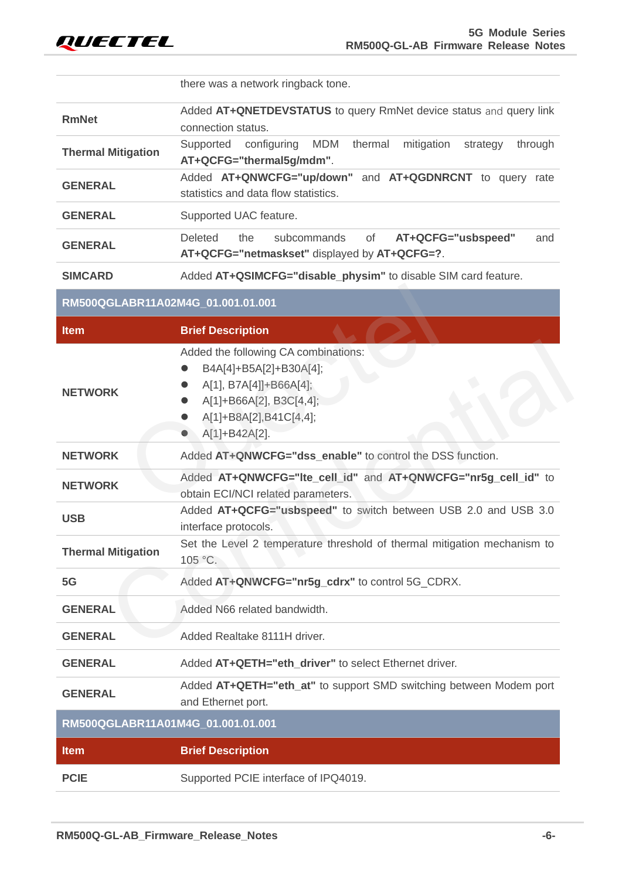| Item | Brief Description |
|---|---|
| | there was a network ringback tone. |
| **RmNet** | Added **AT+QNETDEVSTATUS** to query RmNet device status and query link connection status. |
| **Thermal Mitigation** | Supported configuring MDM thermal mitigation strategy through **AT+QCFG="thermal5g/mdm"**. |
| **GENERAL** | Added **AT+QNWCFG="up/down"** and **AT+QGDNRCNT** to query rate statistics and data flow statistics. |
| **GENERAL** | Supported UAC feature. |
| **GENERAL** | Deleted the subcommands of **AT+QCFG="usbspeed"** and **AT+QCFG="netmaskset"** displayed by **AT+QCFG=?**. |
| **SIMCARD** | Added **AT+QSIMCFG="disable_physim"** to disable SIM card feature. |

**RM500QGLABR11A02M4G_01.001.01.001**

| Item | Brief Description |
|---|---|
| **NETWORK** | Added the following CA combinations:<br>● B4A[4]+B5A[2]+B30A[4];<br>● A[1], B7A[4]]+B66A[4];<br>● A[1]+B66A[2], B3C[4,4];<br>● A[1]+B8A[2],B41C[4,4];<br>● A[1]+B42A[2]. |
| **NETWORK** | Added **AT+QNWCFG="dss_enable"** to control the DSS function. |
| **NETWORK** | Added **AT+QNWCFG="lte_cell_id"** and **AT+QNWCFG="nr5g_cell_id"** to obtain ECI/NCI related parameters. |
| **USB** | Added **AT+QCFG="usbspeed"** to switch between USB 2.0 and USB 3.0 interface protocols. |
| **Thermal Mitigation** | Set the Level 2 temperature threshold of thermal mitigation mechanism to 105 °C. |
| **5G** | Added **AT+QNWCFG="nr5g_cdrx"** to control 5G_CDRX. |
| **GENERAL** | Added N66 related bandwidth. |
| **GENERAL** | Added Realtake 8111H driver. |
| **GENERAL** | Added **AT+QETH="eth_driver"** to select Ethernet driver. |
| **GENERAL** | Added **AT+QETH="eth_at"** to support SMD switching between Modem port and Ethernet port. |

**RM500QGLABR11A01M4G_01.001.01.001**

| Item | Brief Description |
|---|---|
| **PCIE** | Supported PCIE interface of IPQ4019. |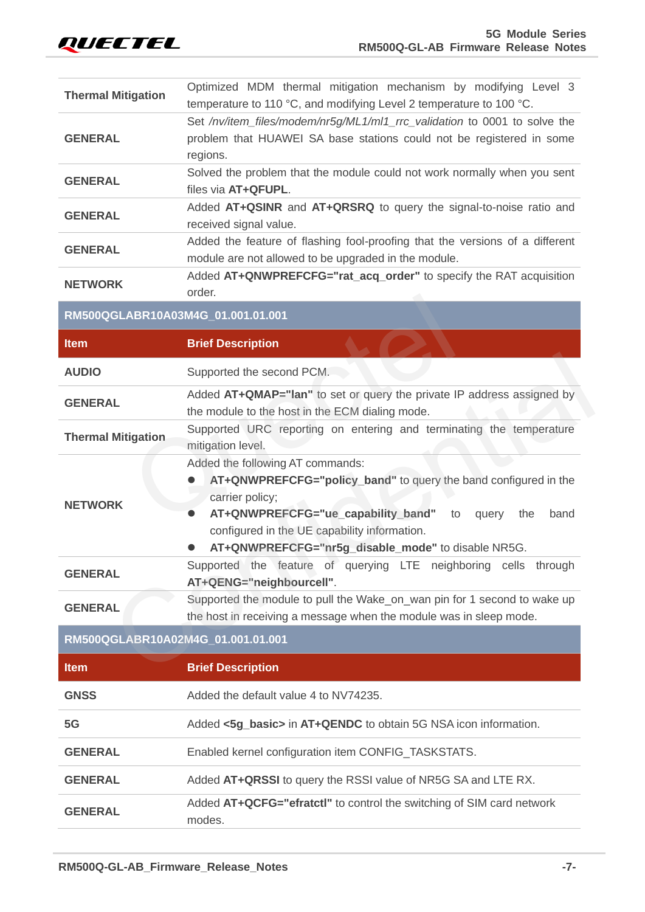| | |
|---|---|
| **Thermal Mitigation** | Optimized MDM thermal mitigation mechanism by modifying Level 3 temperature to 110 °C, and modifying Level 2 temperature to 100 °C. |
| **GENERAL** | Set */nv/item_files/modem/nr5g/ML1/ml1_rrc_validation* to 0001 to solve the problem that HUAWEI SA base stations could not be registered in some regions. |
| **GENERAL** | Solved the problem that the module could not work normally when you sent files via **AT+QFUPL**. |
| **GENERAL** | Added **AT+QSINR** and **AT+QRSRQ** to query the signal-to-noise ratio and received signal value. |
| **GENERAL** | Added the feature of flashing fool-proofing that the versions of a different module are not allowed to be upgraded in the module. |
| **NETWORK** | Added **AT+QNWPREFCFG="rat_acq_order"** to specify the RAT acquisition order. |

**RM500QGLABR10A03M4G_01.001.01.001**

| Item | Brief Description |
|---|---|
| **AUDIO** | Supported the second PCM. |
| **GENERAL** | Added **AT+QMAP="lan"** to set or query the private IP address assigned by the module to the host in the ECM dialing mode. |
| **Thermal Mitigation** | Supported URC reporting on entering and terminating the temperature mitigation level. |
| **NETWORK** | Added the following AT commands:<br>● **AT+QNWPREFCFG="policy_band"** to query the band configured in the carrier policy;<br>● **AT+QNWPREFCFG="ue_capability_band"** to query the band configured in the UE capability information.<br>● **AT+QNWPREFCFG="nr5g_disable_mode"** to disable NR5G. |
| **GENERAL** | Supported the feature of querying LTE neighboring cells through **AT+QENG="neighbourcell"**. |
| **GENERAL** | Supported the module to pull the Wake_on_wan pin for 1 second to wake up the host in receiving a message when the module was in sleep mode. |

**RM500QGLABR10A02M4G_01.001.01.001**

| Item | Brief Description |
|---|---|
| **GNSS** | Added the default value 4 to NV74235. |
| **5G** | Added **<5g_basic>** in **AT+QENDC** to obtain 5G NSA icon information. |
| **GENERAL** | Enabled kernel configuration item CONFIG_TASKSTATS. |
| **GENERAL** | Added **AT+QRSSI** to query the RSSI value of NR5G SA and LTE RX. |
| **GENERAL** | Added **AT+QCFG="efratctl"** to control the switching of SIM card network modes. |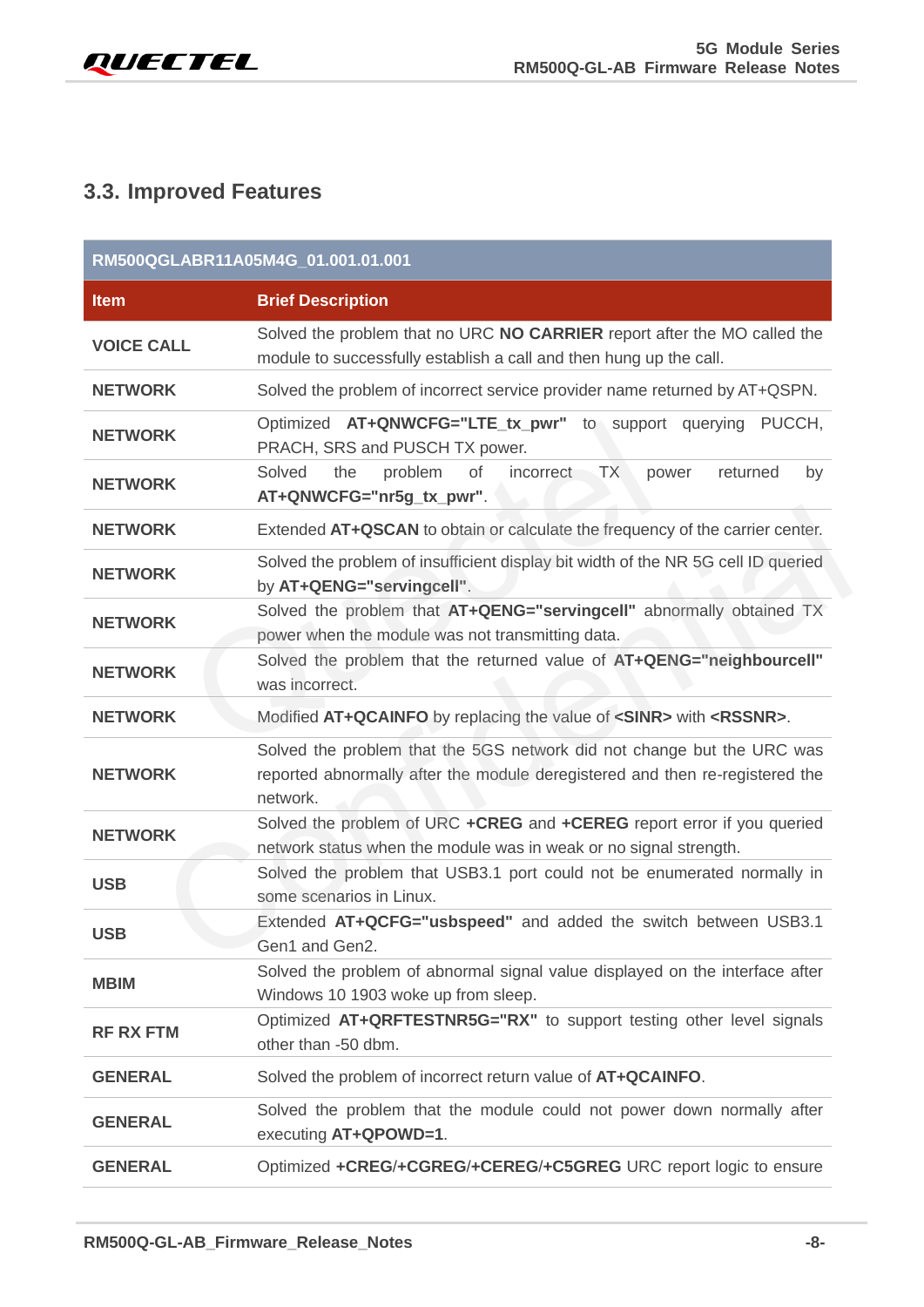### 3.3. Improved Features

| RM500QGLABR11A05M4G_01.001.01.001 | |
|---|---|
| **Item** | **Brief Description** |
| **VOICE CALL** | Solved the problem that no URC **NO CARRIER** report after the MO called the module to successfully establish a call and then hung up the call. |
| **NETWORK** | Solved the problem of incorrect service provider name returned by AT+QSPN. |
| **NETWORK** | Optimized **AT+QNWCFG="LTE_tx_pwr"** to support querying PUCCH, PRACH, SRS and PUSCH TX power. |
| **NETWORK** | Solved the problem of incorrect TX power returned by **AT+QNWCFG="nr5g_tx_pwr"**. |
| **NETWORK** | Extended **AT+QSCAN** to obtain or calculate the frequency of the carrier center. |
| **NETWORK** | Solved the problem of insufficient display bit width of the NR 5G cell ID queried by **AT+QENG="servingcell"**. |
| **NETWORK** | Solved the problem that **AT+QENG="servingcell"** abnormally obtained TX power when the module was not transmitting data. |
| **NETWORK** | Solved the problem that the returned value of **AT+QENG="neighbourcell"** was incorrect. |
| **NETWORK** | Modified **AT+QCAINFO** by replacing the value of **<SINR>** with **<RSSNR>**. |
| **NETWORK** | Solved the problem that the 5GS network did not change but the URC was reported abnormally after the module deregistered and then re-registered the network. |
| **NETWORK** | Solved the problem of URC **+CREG** and **+CEREG** report error if you queried network status when the module was in weak or no signal strength. |
| **USB** | Solved the problem that USB3.1 port could not be enumerated normally in some scenarios in Linux. |
| **USB** | Extended **AT+QCFG="usbspeed"** and added the switch between USB3.1 Gen1 and Gen2. |
| **MBIM** | Solved the problem of abnormal signal value displayed on the interface after Windows 10 1903 woke up from sleep. |
| **RF RX FTM** | Optimized **AT+QRFTESTNR5G="RX"** to support testing other level signals other than -50 dbm. |
| **GENERAL** | Solved the problem of incorrect return value of **AT+QCAINFO**. |
| **GENERAL** | Solved the problem that the module could not power down normally after executing **AT+QPOWD=1**. |
| **GENERAL** | Optimized **+CREG**/**+CGREG**/**+CEREG**/**+C5GREG** URC report logic to ensure |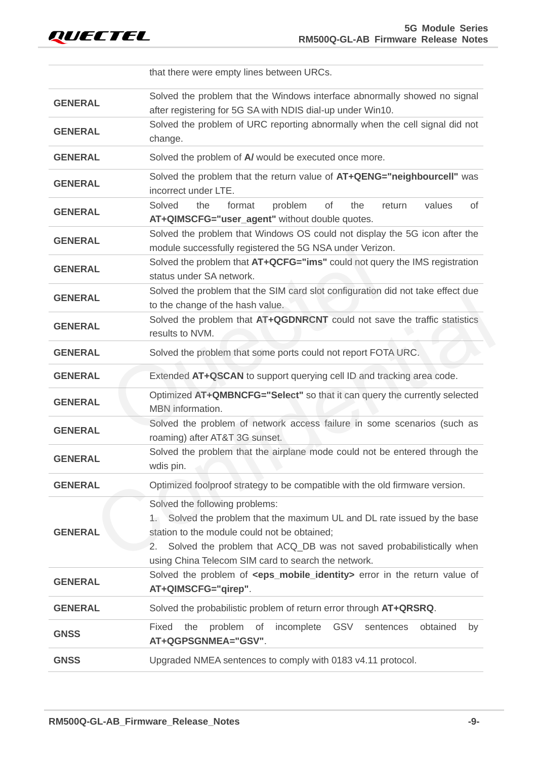| | |
|---|---|
| | that there were empty lines between URCs. |
| **GENERAL** | Solved the problem that the Windows interface abnormally showed no signal after registering for 5G SA with NDIS dial-up under Win10. |
| **GENERAL** | Solved the problem of URC reporting abnormally when the cell signal did not change. |
| **GENERAL** | Solved the problem of **A/** would be executed once more. |
| **GENERAL** | Solved the problem that the return value of **AT+QENG="neighbourcell"** was incorrect under LTE. |
| **GENERAL** | Solved the format problem of the return values of **AT+QIMSCFG="user_agent"** without double quotes. |
| **GENERAL** | Solved the problem that Windows OS could not display the 5G icon after the module successfully registered the 5G NSA under Verizon. |
| **GENERAL** | Solved the problem that **AT+QCFG="ims"** could not query the IMS registration status under SA network. |
| **GENERAL** | Solved the problem that the SIM card slot configuration did not take effect due to the change of the hash value. |
| **GENERAL** | Solved the problem that **AT+QGDNRCNT** could not save the traffic statistics results to NVM. |
| **GENERAL** | Solved the problem that some ports could not report FOTA URC. |
| **GENERAL** | Extended **AT+QSCAN** to support querying cell ID and tracking area code. |
| **GENERAL** | Optimized **AT+QMBNCFG="Select"** so that it can query the currently selected MBN information. |
| **GENERAL** | Solved the problem of network access failure in some scenarios (such as roaming) after AT&T 3G sunset. |
| **GENERAL** | Solved the problem that the airplane mode could not be entered through the wdis pin. |
| **GENERAL** | Optimized foolproof strategy to be compatible with the old firmware version. |
| **GENERAL** | Solved the following problems:<br>1. Solved the problem that the maximum UL and DL rate issued by the base station to the module could not be obtained;<br>2. Solved the problem that ACQ_DB was not saved probabilistically when using China Telecom SIM card to search the network. |
| **GENERAL** | Solved the problem of **<eps_mobile_identity>** error in the return value of **AT+QIMSCFG="qirep"**. |
| **GENERAL** | Solved the probabilistic problem of return error through **AT+QRSRQ**. |
| **GNSS** | Fixed the problem of incomplete GSV sentences obtained by **AT+QGPSGNMEA="GSV"**. |
| **GNSS** | Upgraded NMEA sentences to comply with 0183 v4.11 protocol. |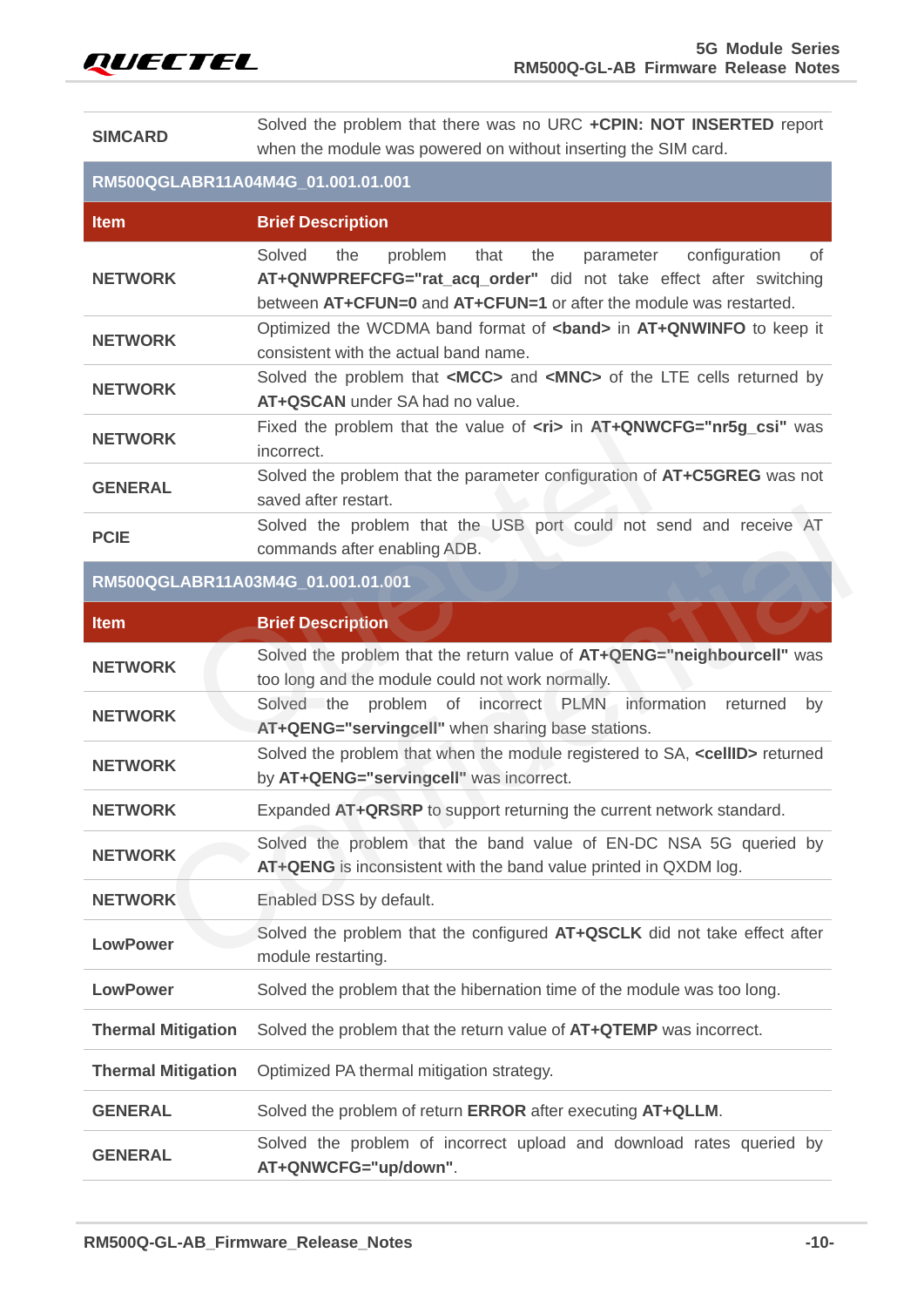| | |
|---|---|
| SIMCARD | Solved the problem that there was no URC **+CPIN: NOT INSERTED** report when the module was powered on without inserting the SIM card. |

**RM500QGLABR11A04M4G_01.001.01.001**

| Item | Brief Description |
|---|---|
| NETWORK | Solved the problem that the parameter configuration of **AT+QNWPREFCFG="rat_acq_order"** did not take effect after switching between **AT+CFUN=0** and **AT+CFUN=1** or after the module was restarted. |
| NETWORK | Optimized the WCDMA band format of **<band>** in **AT+QNWINFO** to keep it consistent with the actual band name. |
| NETWORK | Solved the problem that **<MCC>** and **<MNC>** of the LTE cells returned by **AT+QSCAN** under SA had no value. |
| NETWORK | Fixed the problem that the value of **<ri>** in **AT+QNWCFG="nr5g_csi"** was incorrect. |
| GENERAL | Solved the problem that the parameter configuration of **AT+C5GREG** was not saved after restart. |
| PCIE | Solved the problem that the USB port could not send and receive AT commands after enabling ADB. |

**RM500QGLABR11A03M4G_01.001.01.001**

| Item | Brief Description |
|---|---|
| NETWORK | Solved the problem that the return value of **AT+QENG="neighbourcell"** was too long and the module could not work normally. |
| NETWORK | Solved the problem of incorrect PLMN information returned by **AT+QENG="servingcell"** when sharing base stations. |
| NETWORK | Solved the problem that when the module registered to SA, **<cellID>** returned by **AT+QENG="servingcell"** was incorrect. |
| NETWORK | Expanded **AT+QRSRP** to support returning the current network standard. |
| NETWORK | Solved the problem that the band value of EN-DC NSA 5G queried by **AT+QENG** is inconsistent with the band value printed in QXDM log. |
| NETWORK | Enabled DSS by default. |
| LowPower | Solved the problem that the configured **AT+QSCLK** did not take effect after module restarting. |
| LowPower | Solved the problem that the hibernation time of the module was too long. |
| Thermal Mitigation | Solved the problem that the return value of **AT+QTEMP** was incorrect. |
| Thermal Mitigation | Optimized PA thermal mitigation strategy. |
| GENERAL | Solved the problem of return **ERROR** after executing **AT+QLLM**. |
| GENERAL | Solved the problem of incorrect upload and download rates queried by **AT+QNWCFG="up/down"**. |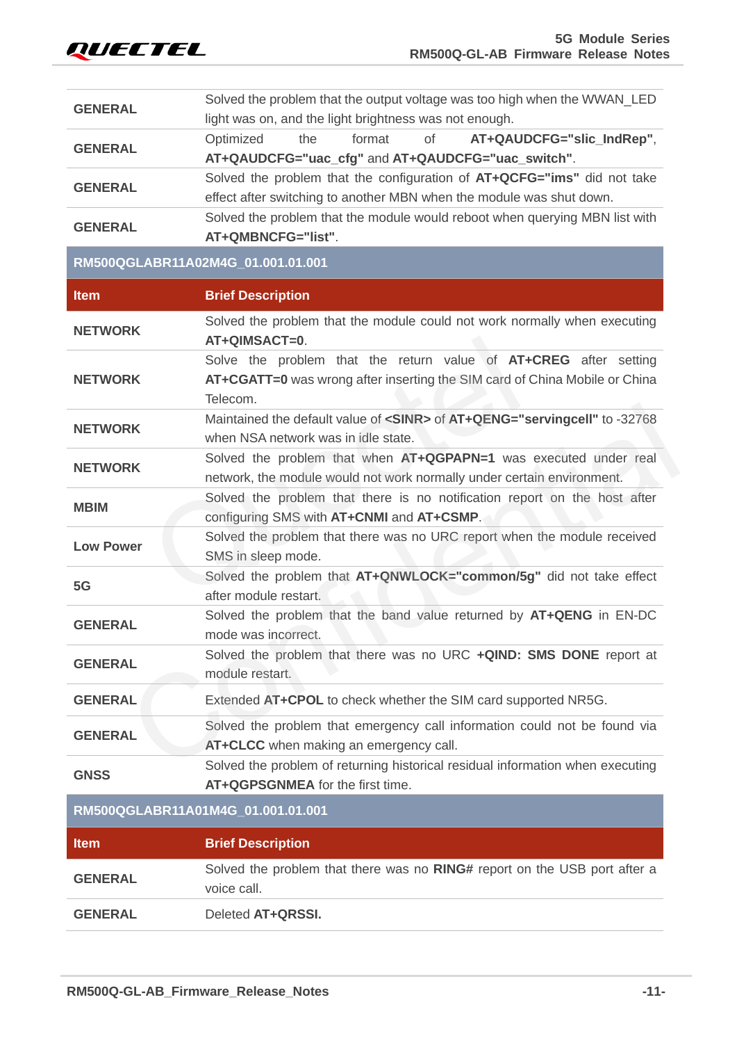| | |
|---|---|
| GENERAL | Solved the problem that the output voltage was too high when the WWAN_LED light was on, and the light brightness was not enough. |
| GENERAL | Optimized the format of **AT+QAUDCFG="slic_IndRep"**, **AT+QAUDCFG="uac_cfg"** and **AT+QAUDCFG="uac_switch"**. |
| GENERAL | Solved the problem that the configuration of **AT+QCFG="ims"** did not take effect after switching to another MBN when the module was shut down. |
| GENERAL | Solved the problem that the module would reboot when querying MBN list with **AT+QMBNCFG="list"**. |

**RM500QGLABR11A02M4G_01.001.01.001**

| Item | Brief Description |
|---|---|
| NETWORK | Solved the problem that the module could not work normally when executing **AT+QIMSACT=0**. |
| NETWORK | Solve the problem that the return value of **AT+CREG** after setting **AT+CGATT=0** was wrong after inserting the SIM card of China Mobile or China Telecom. |
| NETWORK | Maintained the default value of **<SINR>** of **AT+QENG="servingcell"** to -32768 when NSA network was in idle state. |
| NETWORK | Solved the problem that when **AT+QGPAPN=1** was executed under real network, the module would not work normally under certain environment. |
| MBIM | Solved the problem that there is no notification report on the host after configuring SMS with **AT+CNMI** and **AT+CSMP**. |
| Low Power | Solved the problem that there was no URC report when the module received SMS in sleep mode. |
| 5G | Solved the problem that **AT+QNWLOCK="common/5g"** did not take effect after module restart. |
| GENERAL | Solved the problem that the band value returned by **AT+QENG** in EN-DC mode was incorrect. |
| GENERAL | Solved the problem that there was no URC **+QIND: SMS DONE** report at module restart. |
| GENERAL | Extended **AT+CPOL** to check whether the SIM card supported NR5G. |
| GENERAL | Solved the problem that emergency call information could not be found via **AT+CLCC** when making an emergency call. |
| GNSS | Solved the problem of returning historical residual information when executing **AT+QGPSGNMEA** for the first time. |

**RM500QGLABR11A01M4G_01.001.01.001**

| Item | Brief Description |
|---|---|
| GENERAL | Solved the problem that there was no **RING#** report on the USB port after a voice call. |
| GENERAL | Deleted **AT+QRSSI.** |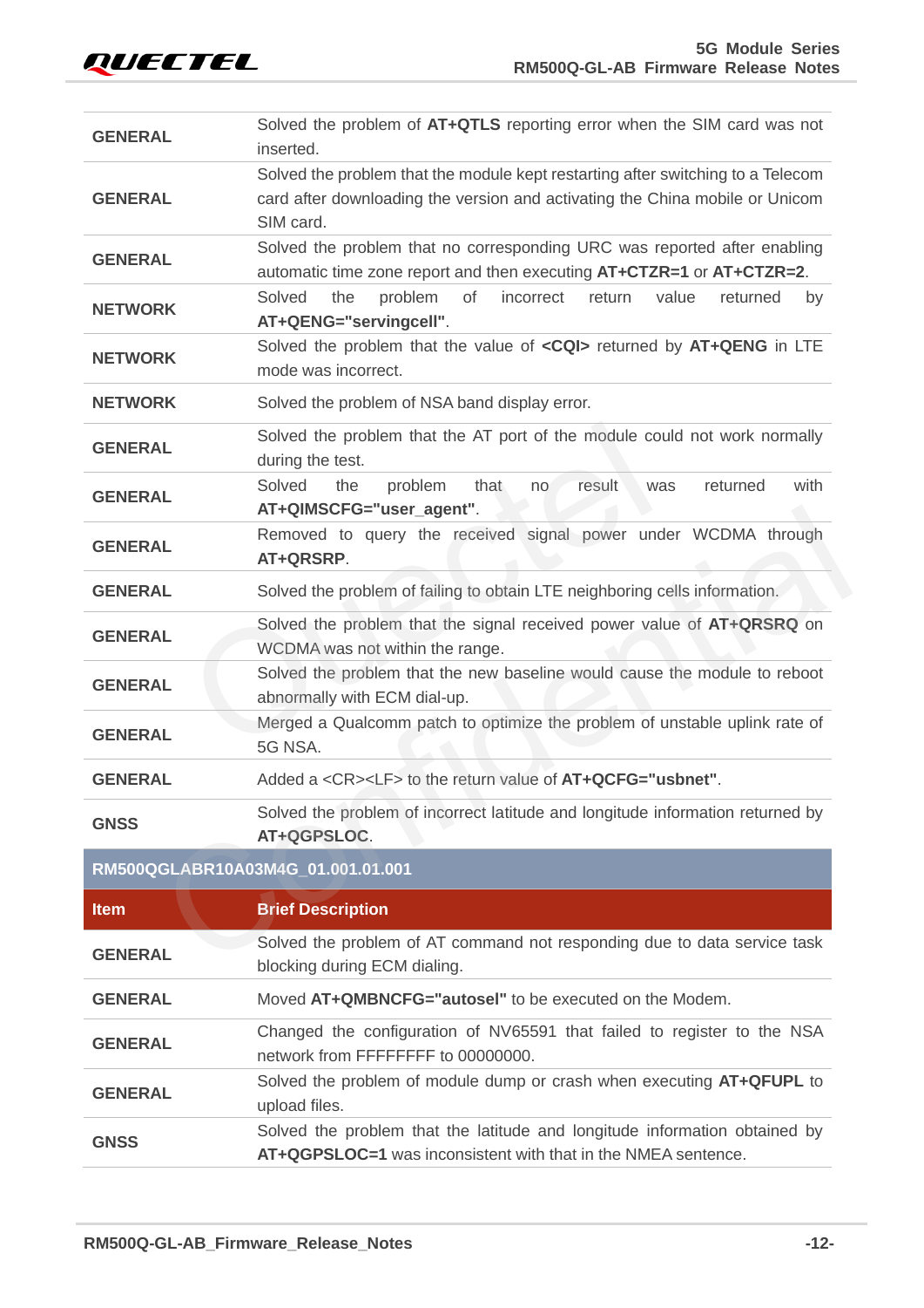| | |
|---|---|
| GENERAL | Solved the problem of **AT+QTLS** reporting error when the SIM card was not inserted. |
| GENERAL | Solved the problem that the module kept restarting after switching to a Telecom card after downloading the version and activating the China mobile or Unicom SIM card. |
| GENERAL | Solved the problem that no corresponding URC was reported after enabling automatic time zone report and then executing **AT+CTZR=1** or **AT+CTZR=2**. |
| NETWORK | Solved the problem of incorrect return value returned by **AT+QENG="servingcell"**. |
| NETWORK | Solved the problem that the value of **<CQI>** returned by **AT+QENG** in LTE mode was incorrect. |
| NETWORK | Solved the problem of NSA band display error. |
| GENERAL | Solved the problem that the AT port of the module could not work normally during the test. |
| GENERAL | Solved the problem that no result was returned with **AT+QIMSCFG="user_agent"**. |
| GENERAL | Removed to query the received signal power under WCDMA through **AT+QRSRP**. |
| GENERAL | Solved the problem of failing to obtain LTE neighboring cells information. |
| GENERAL | Solved the problem that the signal received power value of **AT+QRSRQ** on WCDMA was not within the range. |
| GENERAL | Solved the problem that the new baseline would cause the module to reboot abnormally with ECM dial-up. |
| GENERAL | Merged a Qualcomm patch to optimize the problem of unstable uplink rate of 5G NSA. |
| GENERAL | Added a <CR><LF> to the return value of **AT+QCFG="usbnet"**. |
| GNSS | Solved the problem of incorrect latitude and longitude information returned by **AT+QGPSLOC**. |

**RM500QGLABR10A03M4G_01.001.01.001**

| Item | Brief Description |
|---|---|
| GENERAL | Solved the problem of AT command not responding due to data service task blocking during ECM dialing. |
| GENERAL | Moved **AT+QMBNCFG="autosel"** to be executed on the Modem. |
| GENERAL | Changed the configuration of NV65591 that failed to register to the NSA network from FFFFFFFF to 00000000. |
| GENERAL | Solved the problem of module dump or crash when executing **AT+QFUPL** to upload files. |
| GNSS | Solved the problem that the latitude and longitude information obtained by **AT+QGPSLOC=1** was inconsistent with that in the NMEA sentence. |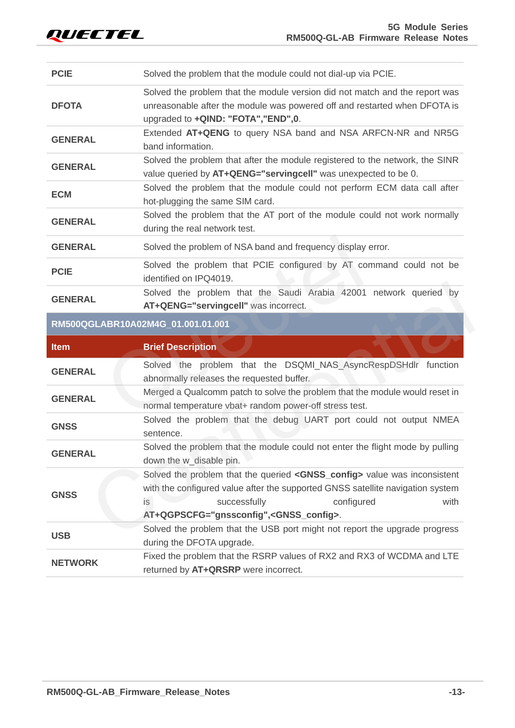| | |
|---|---|
| **PCIE** | Solved the problem that the module could not dial-up via PCIE. |
| **DFOTA** | Solved the problem that the module version did not match and the report was unreasonable after the module was powered off and restarted when DFOTA is upgraded to **+QIND: "FOTA","END",0**. |
| **GENERAL** | Extended **AT+QENG** to query NSA band and NSA ARFCN-NR and NR5G band information. |
| **GENERAL** | Solved the problem that after the module registered to the network, the SINR value queried by **AT+QENG="servingcell"** was unexpected to be 0. |
| **ECM** | Solved the problem that the module could not perform ECM data call after hot-plugging the same SIM card. |
| **GENERAL** | Solved the problem that the AT port of the module could not work normally during the real network test. |
| **GENERAL** | Solved the problem of NSA band and frequency display error. |
| **PCIE** | Solved the problem that PCIE configured by AT command could not be identified on IPQ4019. |
| **GENERAL** | Solved the problem that the Saudi Arabia 42001 network queried by **AT+QENG="servingcell"** was incorrect. |

**RM500QGLABR10A02M4G_01.001.01.001**

| Item | Brief Description |
|---|---|
| **GENERAL** | Solved the problem that the DSQMI_NAS_AsyncRespDSHdlr function abnormally releases the requested buffer. |
| **GENERAL** | Merged a Qualcomm patch to solve the problem that the module would reset in normal temperature vbat+ random power-off stress test. |
| **GNSS** | Solved the problem that the debug UART port could not output NMEA sentence. |
| **GENERAL** | Solved the problem that the module could not enter the flight mode by pulling down the w_disable pin. |
| **GNSS** | Solved the problem that the queried **<GNSS_config>** value was inconsistent with the configured value after the supported GNSS satellite navigation system is successfully configured with **AT+QGPSCFG="gnssconfig",<GNSS_config>**. |
| **USB** | Solved the problem that the USB port might not report the upgrade progress during the DFOTA upgrade. |
| **NETWORK** | Fixed the problem that the RSRP values of RX2 and RX3 of WCDMA and LTE returned by **AT+QRSRP** were incorrect. |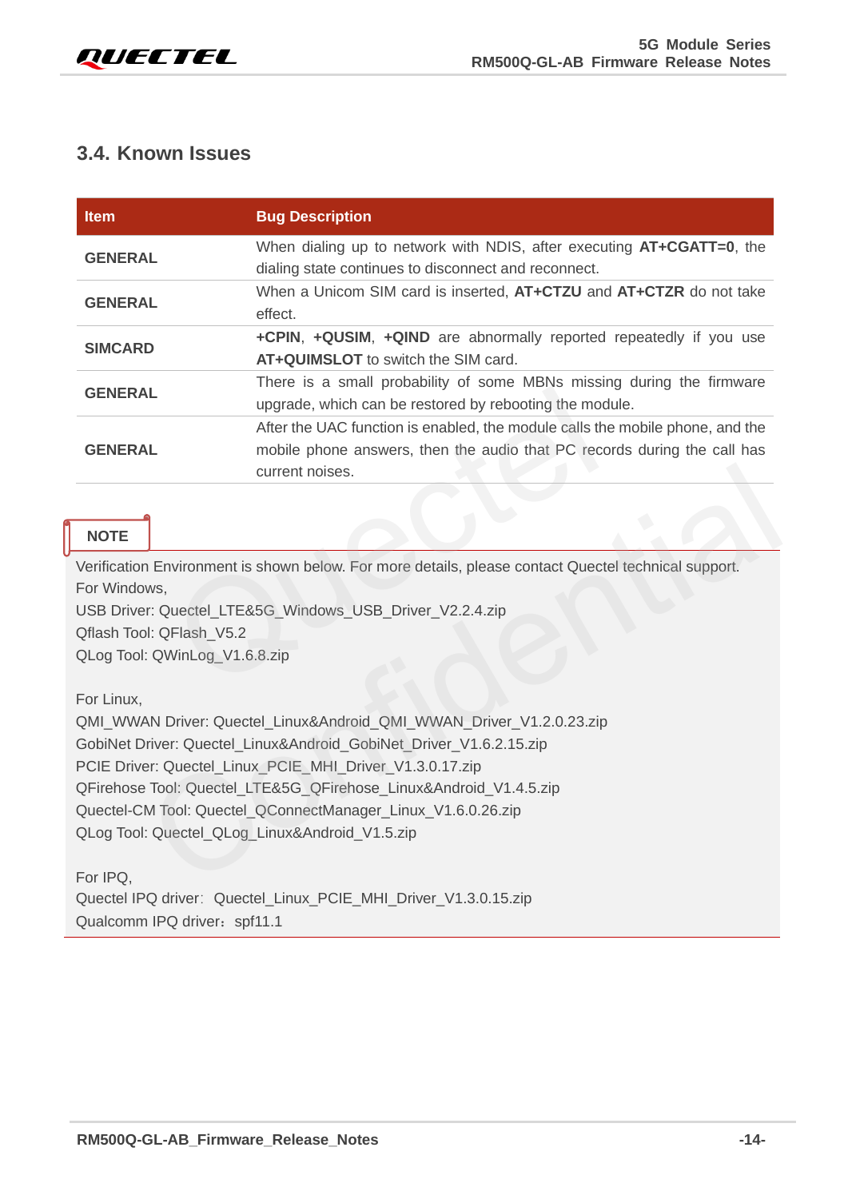## 3.4. Known Issues

| Item | Bug Description |
| --- | --- |
| GENERAL | When dialing up to network with NDIS, after executing **AT+CGATT=0**, the dialing state continues to disconnect and reconnect. |
| GENERAL | When a Unicom SIM card is inserted, **AT+CTZU** and **AT+CTZR** do not take effect. |
| SIMCARD | **+CPIN**, **+QUSIM**, **+QIND** are abnormally reported repeatedly if you use **AT+QUIMSLOT** to switch the SIM card. |
| GENERAL | There is a small probability of some MBNs missing during the firmware upgrade, which can be restored by rebooting the module. |
| GENERAL | After the UAC function is enabled, the module calls the mobile phone, and the mobile phone answers, then the audio that PC records during the call has current noises. |

**NOTE**

Verification Environment is shown below. For more details, please contact Quectel technical support.
For Windows,
USB Driver: Quectel_LTE&5G_Windows_USB_Driver_V2.2.4.zip
Qflash Tool: QFlash_V5.2
QLog Tool: QWinLog_V1.6.8.zip

For Linux,
QMI_WWAN Driver: Quectel_Linux&Android_QMI_WWAN_Driver_V1.2.0.23.zip
GobiNet Driver: Quectel_Linux&Android_GobiNet_Driver_V1.6.2.15.zip
PCIE Driver: Quectel_Linux_PCIE_MHI_Driver_V1.3.0.17.zip
QFirehose Tool: Quectel_LTE&5G_QFirehose_Linux&Android_V1.4.5.zip
Quectel-CM Tool: Quectel_QConnectManager_Linux_V1.6.0.26.zip
QLog Tool: Quectel_QLog_Linux&Android_V1.5.zip

For IPQ,
Quectel IPQ driver: Quectel_Linux_PCIE_MHI_Driver_V1.3.0.15.zip
Qualcomm IPQ driver：spf11.1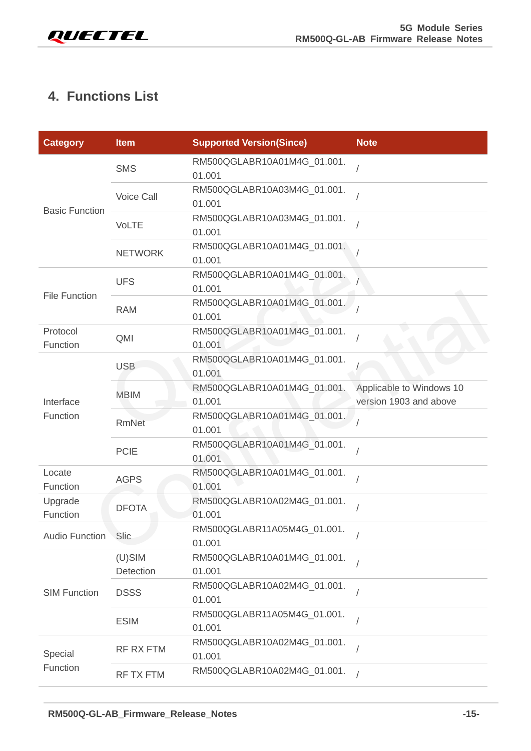## 4. Functions List

| Category | Item | Supported Version(Since) | Note |
|---|---|---|---|
| Basic Function | SMS | RM500QGLABR10A01M4G_01.001.01.001 | / |
| | Voice Call | RM500QGLABR10A03M4G_01.001.01.001 | / |
| | VoLTE | RM500QGLABR10A03M4G_01.001.01.001 | / |
| | NETWORK | RM500QGLABR10A01M4G_01.001.01.001 | / |
| File Function | UFS | RM500QGLABR10A01M4G_01.001.01.001 | / |
| | RAM | RM500QGLABR10A01M4G_01.001.01.001 | / |
| Protocol Function | QMI | RM500QGLABR10A01M4G_01.001.01.001 | / |
| Interface Function | USB | RM500QGLABR10A01M4G_01.001.01.001 | / |
| | MBIM | RM500QGLABR10A01M4G_01.001.01.001 | Applicable to Windows 10 version 1903 and above |
| | RmNet | RM500QGLABR10A01M4G_01.001.01.001 | / |
| | PCIE | RM500QGLABR10A01M4G_01.001.01.001 | / |
| Locate Function | AGPS | RM500QGLABR10A01M4G_01.001.01.001 | / |
| Upgrade Function | DFOTA | RM500QGLABR10A02M4G_01.001.01.001 | / |
| Audio Function | Slic | RM500QGLABR11A05M4G_01.001.01.001 | / |
| SIM Function | (U)SIM Detection | RM500QGLABR10A01M4G_01.001.01.001 | / |
| | DSSS | RM500QGLABR10A02M4G_01.001.01.001 | / |
| | ESIM | RM500QGLABR11A05M4G_01.001.01.001 | / |
| Special Function | RF RX FTM | RM500QGLABR10A02M4G_01.001.01.001 | / |
| | RF TX FTM | RM500QGLABR10A02M4G_01.001. | / |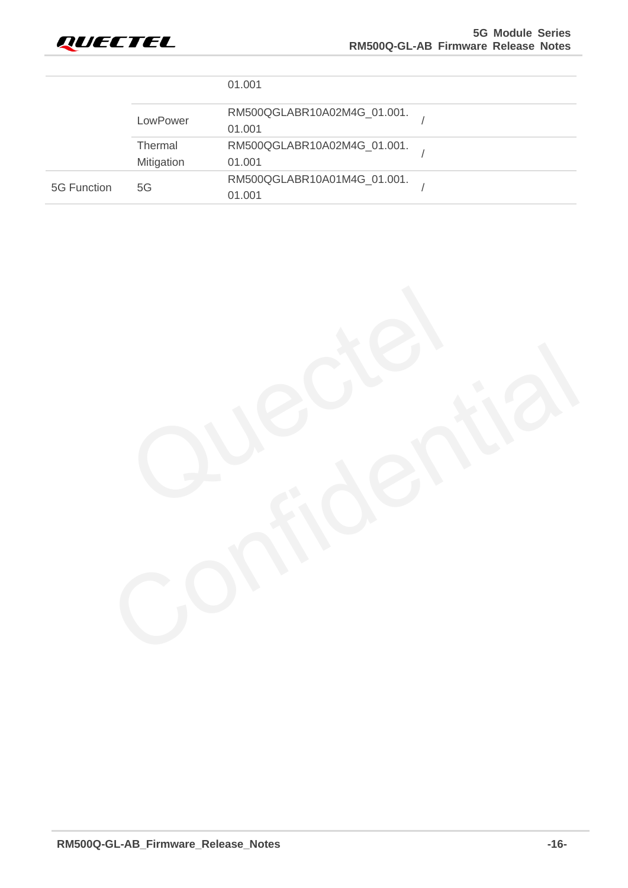| | | | |
|---|---|---|---|
| | | 01.001 | |
| | LowPower | RM500QGLABR10A02M4G_01.001.01.001 | / |
| | Thermal Mitigation | RM500QGLABR10A02M4G_01.001.01.001 | / |
| 5G Function | 5G | RM500QGLABR10A01M4G_01.001.01.001 | / |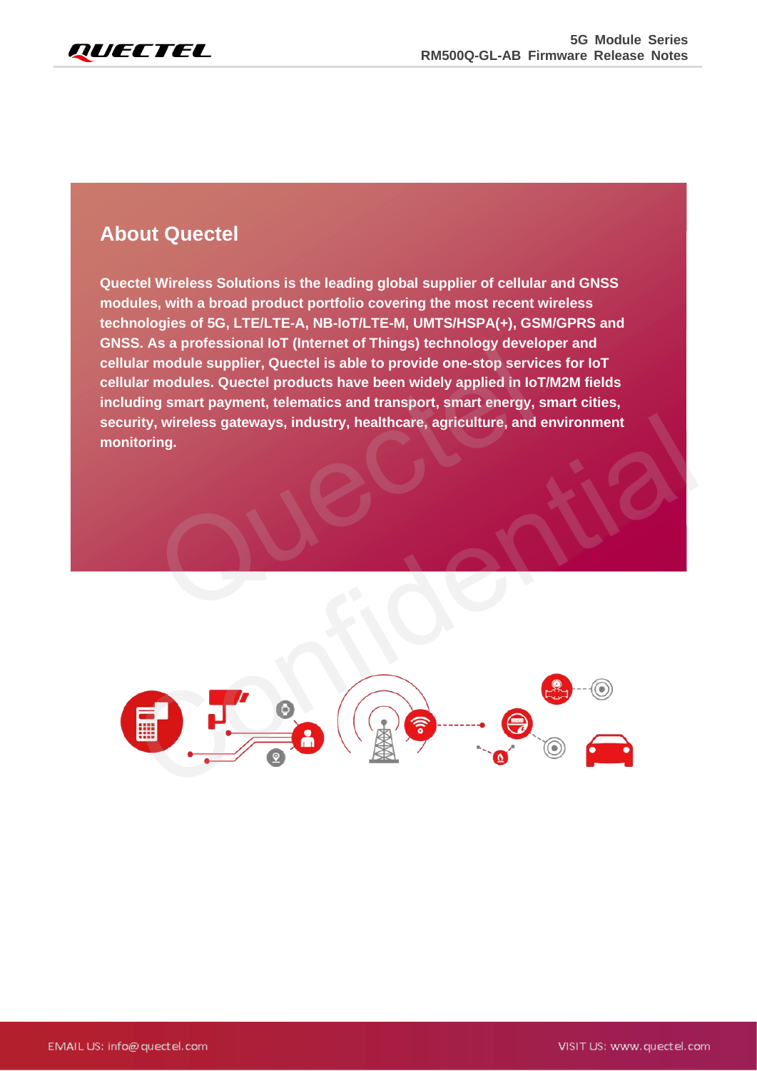## About Quectel

**Quectel Wireless Solutions is the leading global supplier of cellular and GNSS modules, with a broad product portfolio covering the most recent wireless technologies of 5G, LTE/LTE-A, NB-IoT/LTE-M, UMTS/HSPA(+), GSM/GPRS and GNSS. As a professional IoT (Internet of Things) technology developer and cellular module supplier, Quectel is able to provide one-stop services for IoT cellular modules. Quectel products have been widely applied in IoT/M2M fields including smart payment, telematics and transport, smart energy, smart cities, security, wireless gateways, industry, healthcare, agriculture, and environment monitoring.**

EMAIL US: info@quectel.com

VISIT US: www.quectel.com